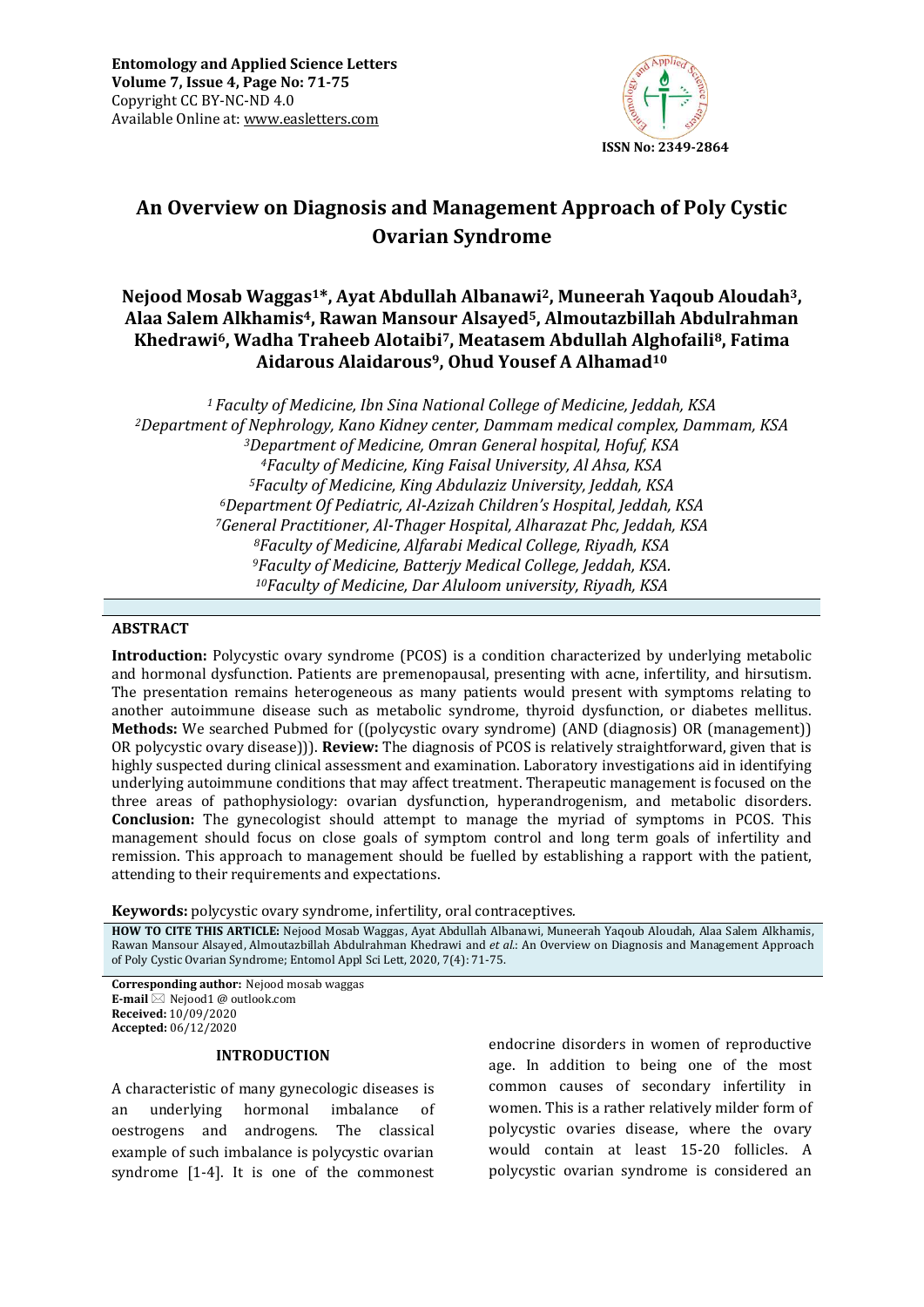Entomology and Applied Science Letters
Volume 7, Issue 4, Page No: 71-75
Copyright CC BY-NC-ND 4.0
Available Online at: www.easletters.com

ISSN No: 2349-2864

# An Overview on Diagnosis and Management Approach of Poly Cystic Ovarian Syndrome

**Nejood Mosab Waggas[1]*, Ayat Abdullah Albanawi[2], Muneerah Yaqoub Aloudah[3], Alaa Salem Alkhamis[4], Rawan Mansour Alsayed[5], Almoutazbillah Abdulrahman Khedrawi[6], Wadha Traheeb Alotaibi[7], Meatasem Abdullah Alghofaili[8], Fatima Aidarous Alaidarous[9], Ohud Yousef A Alhamad[10]**

*[1] Faculty of Medicine, Ibn Sina National College of Medicine, Jeddah, KSA*
*[2]Department of Nephrology, Kano Kidney center, Dammam medical complex, Dammam, KSA*
*[3]Department of Medicine, Omran General hospital, Hofuf, KSA*
*[4]Faculty of Medicine, King Faisal University, Al Ahsa, KSA*
*[5]Faculty of Medicine, King Abdulaziz University, Jeddah, KSA*
*[6]Department Of Pediatric, Al-Azizah Children's Hospital, Jeddah, KSA*
*[7]General Practitioner, Al-Thager Hospital, Alharazat Phc, Jeddah, KSA*
*[8]Faculty of Medicine, Alfarabi Medical College, Riyadh, KSA*
*[9]Faculty of Medicine, Batterjy Medical College, Jeddah, KSA.*
*[10]Faculty of Medicine, Dar Aluloom university, Riyadh, KSA*

## ABSTRACT

**Introduction:** Polycystic ovary syndrome (PCOS) is a condition characterized by underlying metabolic and hormonal dysfunction. Patients are premenopausal, presenting with acne, infertility, and hirsutism. The presentation remains heterogeneous as many patients would present with symptoms relating to another autoimmune disease such as metabolic syndrome, thyroid dysfunction, or diabetes mellitus. **Methods:** We searched Pubmed for ((polycystic ovary syndrome) (AND (diagnosis) OR (management)) OR polycystic ovary disease))). **Review:** The diagnosis of PCOS is relatively straightforward, given that is highly suspected during clinical assessment and examination. Laboratory investigations aid in identifying underlying autoimmune conditions that may affect treatment. Therapeutic management is focused on the three areas of pathophysiology: ovarian dysfunction, hyperandrogenism, and metabolic disorders. **Conclusion:** The gynecologist should attempt to manage the myriad of symptoms in PCOS. This management should focus on close goals of symptom control and long term goals of infertility and remission. This approach to management should be fuelled by establishing a rapport with the patient, attending to their requirements and expectations.

**Keywords:** polycystic ovary syndrome, infertility, oral contraceptives.

**HOW TO CITE THIS ARTICLE:** Nejood Mosab Waggas, Ayat Abdullah Albanawi, Muneerah Yaqoub Aloudah, Alaa Salem Alkhamis, Rawan Mansour Alsayed, Almoutazbillah Abdulrahman Khedrawi and *et al.*: An Overview on Diagnosis and Management Approach of Poly Cystic Ovarian Syndrome; Entomol Appl Sci Lett, 2020, 7(4): 71-75.

**Corresponding author:** Nejood mosab waggas
**E-mail** ✉ Nejood1 @ outlook.com
**Received:** 10/09/2020
**Accepted:** 06/12/2020

## INTRODUCTION

A characteristic of many gynecologic diseases is an underlying hormonal imbalance of oestrogens and androgens. The classical example of such imbalance is polycystic ovarian syndrome [1-4]. It is one of the commonest endocrine disorders in women of reproductive age. In addition to being one of the most common causes of secondary infertility in women. This is a rather relatively milder form of polycystic ovaries disease, where the ovary would contain at least 15-20 follicles. A polycystic ovarian syndrome is considered an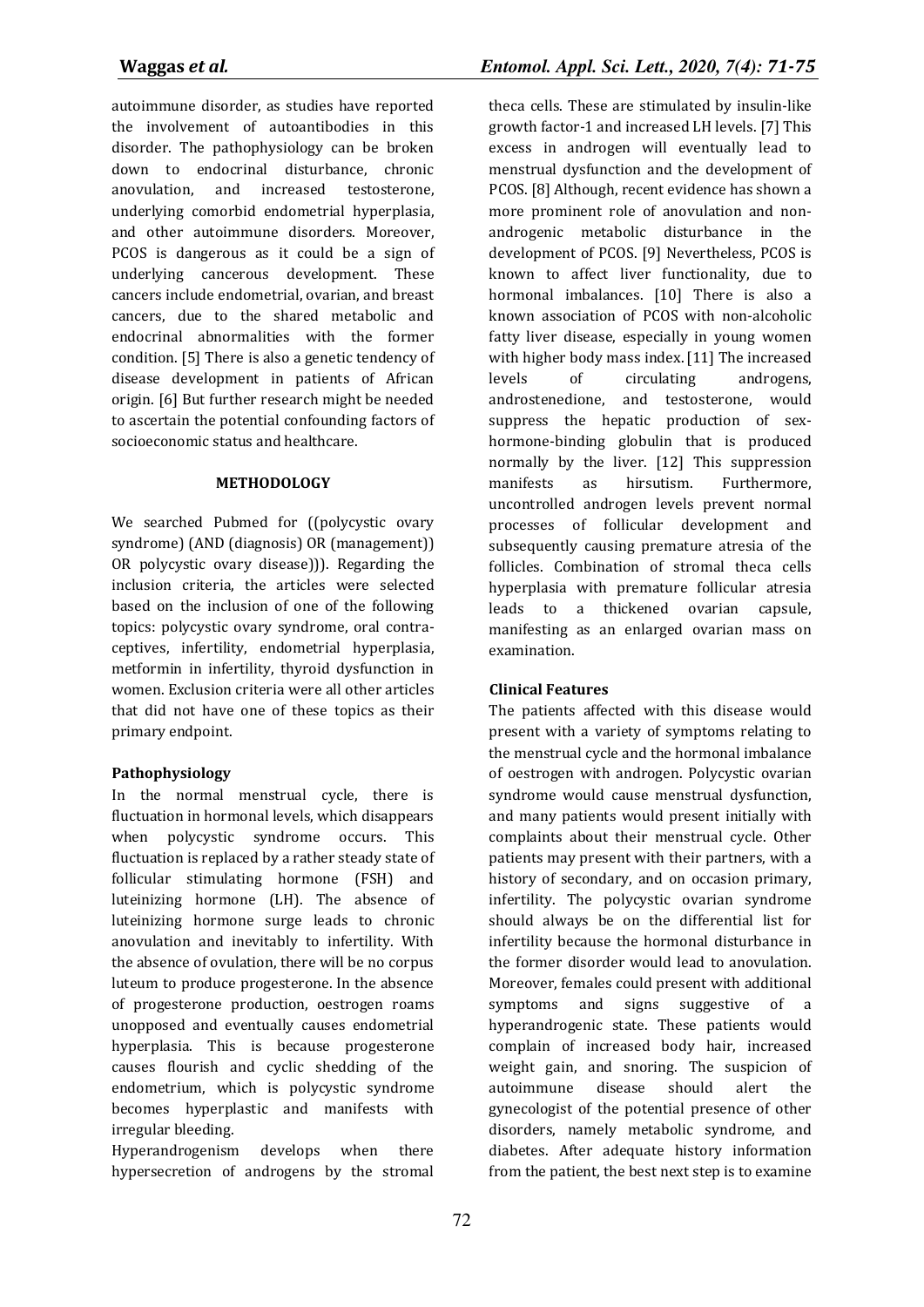autoimmune disorder, as studies have reported the involvement of autoantibodies in this disorder. The pathophysiology can be broken down to endocrinal disturbance, chronic anovulation, and increased testosterone, underlying comorbid endometrial hyperplasia, and other autoimmune disorders. Moreover, PCOS is dangerous as it could be a sign of underlying cancerous development. These cancers include endometrial, ovarian, and breast cancers, due to the shared metabolic and endocrinal abnormalities with the former condition. [5] There is also a genetic tendency of disease development in patients of African origin. [6] But further research might be needed to ascertain the potential confounding factors of socioeconomic status and healthcare.

## METHODOLOGY

We searched Pubmed for ((polycystic ovary syndrome) (AND (diagnosis) OR (management)) OR polycystic ovary disease))). Regarding the inclusion criteria, the articles were selected based on the inclusion of one of the following topics: polycystic ovary syndrome, oral contraceptives, infertility, endometrial hyperplasia, metformin in infertility, thyroid dysfunction in women. Exclusion criteria were all other articles that did not have one of these topics as their primary endpoint.

### Pathophysiology

In the normal menstrual cycle, there is fluctuation in hormonal levels, which disappears when polycystic syndrome occurs. This fluctuation is replaced by a rather steady state of follicular stimulating hormone (FSH) and luteinizing hormone (LH). The absence of luteinizing hormone surge leads to chronic anovulation and inevitably to infertility. With the absence of ovulation, there will be no corpus luteum to produce progesterone. In the absence of progesterone production, oestrogen roams unopposed and eventually causes endometrial hyperplasia. This is because progesterone causes flourish and cyclic shedding of the endometrium, which is polycystic syndrome becomes hyperplastic and manifests with irregular bleeding.

Hyperandrogenism develops when there hypersecretion of androgens by the stromal theca cells. These are stimulated by insulin-like growth factor-1 and increased LH levels. [7] This excess in androgen will eventually lead to menstrual dysfunction and the development of PCOS. [8] Although, recent evidence has shown a more prominent role of anovulation and non-androgenic metabolic disturbance in the development of PCOS. [9] Nevertheless, PCOS is known to affect liver functionality, due to hormonal imbalances. [10] There is also a known association of PCOS with non-alcoholic fatty liver disease, especially in young women with higher body mass index. [11] The increased levels of circulating androgens, androstenedione, and testosterone, would suppress the hepatic production of sex-hormone-binding globulin that is produced normally by the liver. [12] This suppression manifests as hirsutism. Furthermore, uncontrolled androgen levels prevent normal processes of follicular development and subsequently causing premature atresia of the follicles. Combination of stromal theca cells hyperplasia with premature follicular atresia leads to a thickened ovarian capsule, manifesting as an enlarged ovarian mass on examination.

### Clinical Features

The patients affected with this disease would present with a variety of symptoms relating to the menstrual cycle and the hormonal imbalance of oestrogen with androgen. Polycystic ovarian syndrome would cause menstrual dysfunction, and many patients would present initially with complaints about their menstrual cycle. Other patients may present with their partners, with a history of secondary, and on occasion primary, infertility. The polycystic ovarian syndrome should always be on the differential list for infertility because the hormonal disturbance in the former disorder would lead to anovulation. Moreover, females could present with additional symptoms and signs suggestive of a hyperandrogenic state. These patients would complain of increased body hair, increased weight gain, and snoring. The suspicion of autoimmune disease should alert the gynecologist of the potential presence of other disorders, namely metabolic syndrome, and diabetes. After adequate history information from the patient, the best next step is to examine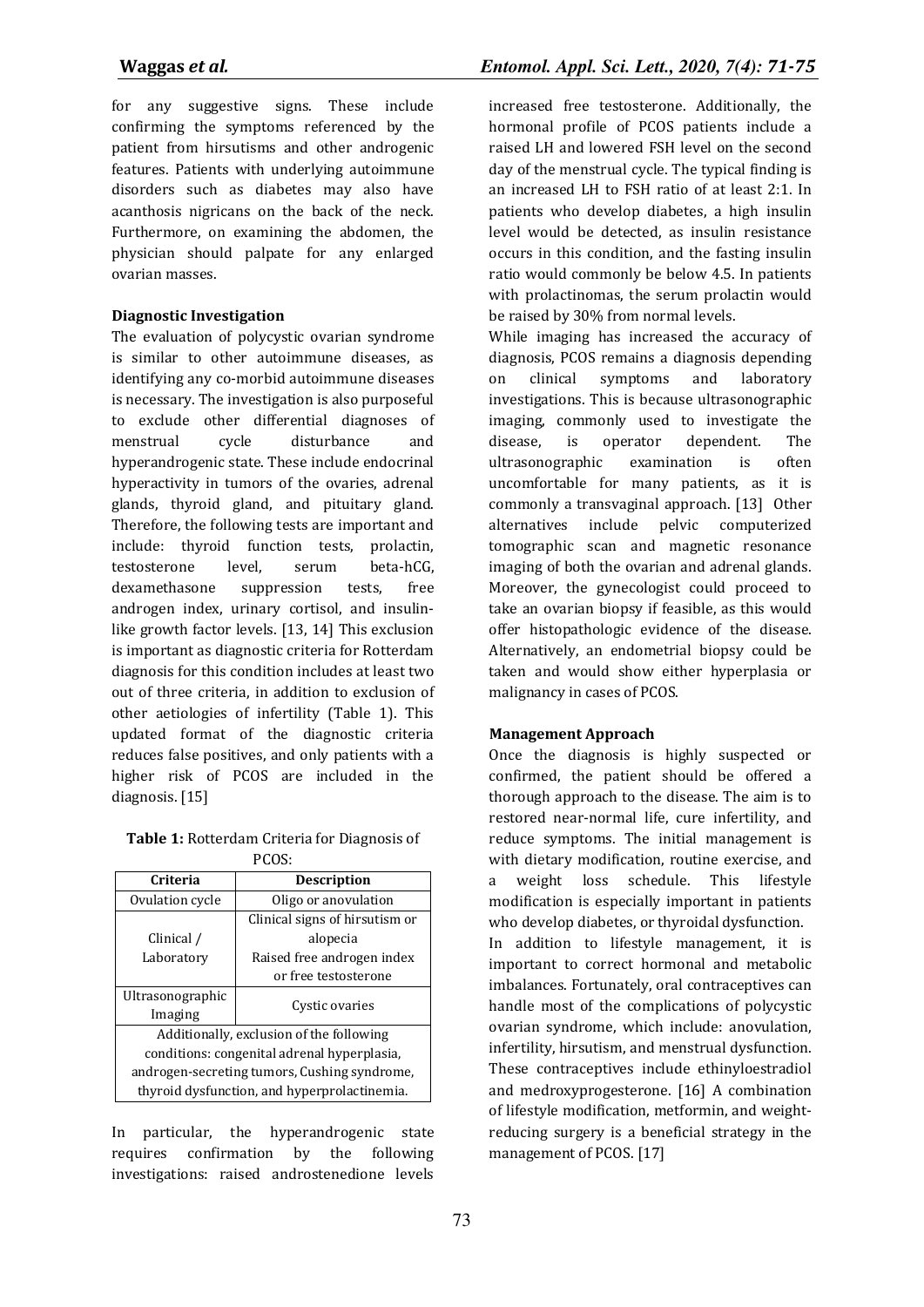for any suggestive signs. These include confirming the symptoms referenced by the patient from hirsutisms and other androgenic features. Patients with underlying autoimmune disorders such as diabetes may also have acanthosis nigricans on the back of the neck. Furthermore, on examining the abdomen, the physician should palpate for any enlarged ovarian masses.

### Diagnostic Investigation

The evaluation of polycystic ovarian syndrome is similar to other autoimmune diseases, as identifying any co-morbid autoimmune diseases is necessary. The investigation is also purposeful to exclude other differential diagnoses of menstrual cycle disturbance and hyperandrogenic state. These include endocrinal hyperactivity in tumors of the ovaries, adrenal glands, thyroid gland, and pituitary gland. Therefore, the following tests are important and include: thyroid function tests, prolactin, testosterone level, serum beta-hCG, dexamethasone suppression tests, free androgen index, urinary cortisol, and insulin-like growth factor levels. [13, 14] This exclusion is important as diagnostic criteria for Rotterdam diagnosis for this condition includes at least two out of three criteria, in addition to exclusion of other aetiologies of infertility (Table 1). This updated format of the diagnostic criteria reduces false positives, and only patients with a higher risk of PCOS are included in the diagnosis. [15]

**Table 1:** Rotterdam Criteria for Diagnosis of PCOS:

| Criteria | Description |
|---|---|
| Ovulation cycle | Oligo or anovulation |
| Clinical / Laboratory | Clinical signs of hirsutism or alopecia<br>Raised free androgen index or free testosterone |
| Ultrasonographic Imaging | Cystic ovaries |
| Additionally, exclusion of the following conditions: congenital adrenal hyperplasia, androgen-secreting tumors, Cushing syndrome, thyroid dysfunction, and hyperprolactinemia. | |

In particular, the hyperandrogenic state requires confirmation by the following investigations: raised androstenedione levels increased free testosterone. Additionally, the hormonal profile of PCOS patients include a raised LH and lowered FSH level on the second day of the menstrual cycle. The typical finding is an increased LH to FSH ratio of at least 2:1. In patients who develop diabetes, a high insulin level would be detected, as insulin resistance occurs in this condition, and the fasting insulin ratio would commonly be below 4.5. In patients with prolactinomas, the serum prolactin would be raised by 30% from normal levels.

While imaging has increased the accuracy of diagnosis, PCOS remains a diagnosis depending on clinical symptoms and laboratory investigations. This is because ultrasonographic imaging, commonly used to investigate the disease, is operator dependent. The ultrasonographic examination is often uncomfortable for many patients, as it is commonly a transvaginal approach. [13] Other alternatives include pelvic computerized tomographic scan and magnetic resonance imaging of both the ovarian and adrenal glands. Moreover, the gynecologist could proceed to take an ovarian biopsy if feasible, as this would offer histopathologic evidence of the disease. Alternatively, an endometrial biopsy could be taken and would show either hyperplasia or malignancy in cases of PCOS.

### Management Approach

Once the diagnosis is highly suspected or confirmed, the patient should be offered a thorough approach to the disease. The aim is to restored near-normal life, cure infertility, and reduce symptoms. The initial management is with dietary modification, routine exercise, and a weight loss schedule. This lifestyle modification is especially important in patients who develop diabetes, or thyroidal dysfunction.

In addition to lifestyle management, it is important to correct hormonal and metabolic imbalances. Fortunately, oral contraceptives can handle most of the complications of polycystic ovarian syndrome, which include: anovulation, infertility, hirsutism, and menstrual dysfunction. These contraceptives include ethinyloestradiol and medroxyprogesterone. [16] A combination of lifestyle modification, metformin, and weight-reducing surgery is a beneficial strategy in the management of PCOS. [17]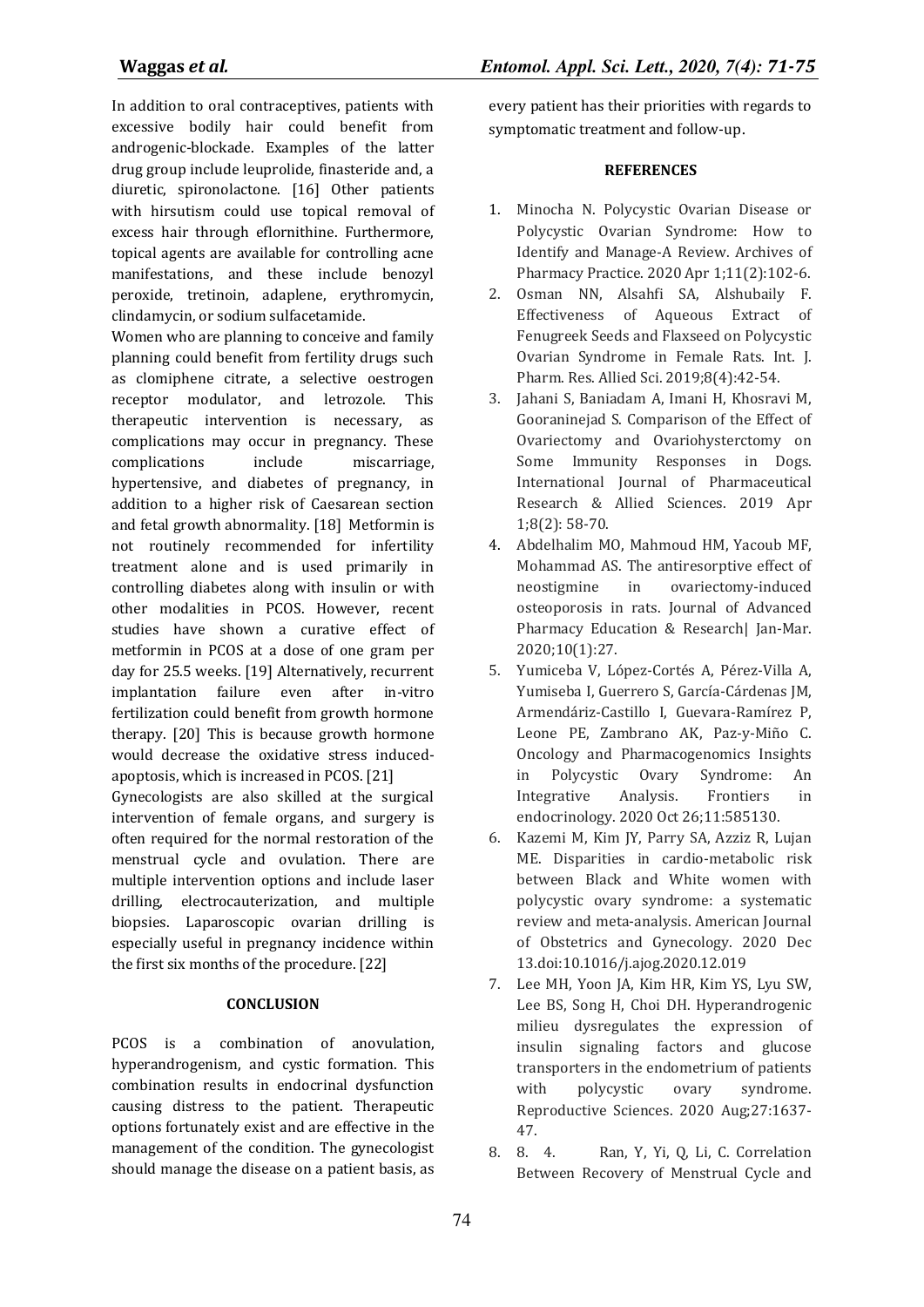In addition to oral contraceptives, patients with excessive bodily hair could benefit from androgenic-blockade. Examples of the latter drug group include leuprolide, finasteride and, a diuretic, spironolactone. [16] Other patients with hirsutism could use topical removal of excess hair through eflornithine. Furthermore, topical agents are available for controlling acne manifestations, and these include benozyl peroxide, tretinoin, adaplene, erythromycin, clindamycin, or sodium sulfacetamide.

Women who are planning to conceive and family planning could benefit from fertility drugs such as clomiphene citrate, a selective oestrogen receptor modulator, and letrozole. This therapeutic intervention is necessary, as complications may occur in pregnancy. These complications include miscarriage, hypertensive, and diabetes of pregnancy, in addition to a higher risk of Caesarean section and fetal growth abnormality. [18] Metformin is not routinely recommended for infertility treatment alone and is used primarily in controlling diabetes along with insulin or with other modalities in PCOS. However, recent studies have shown a curative effect of metformin in PCOS at a dose of one gram per day for 25.5 weeks. [19] Alternatively, recurrent implantation failure even after in-vitro fertilization could benefit from growth hormone therapy. [20] This is because growth hormone would decrease the oxidative stress induced-apoptosis, which is increased in PCOS. [21]

Gynecologists are also skilled at the surgical intervention of female organs, and surgery is often required for the normal restoration of the menstrual cycle and ovulation. There are multiple intervention options and include laser drilling, electrocauterization, and multiple biopsies. Laparoscopic ovarian drilling is especially useful in pregnancy incidence within the first six months of the procedure. [22]

## CONCLUSION

PCOS is a combination of anovulation, hyperandrogenism, and cystic formation. This combination results in endocrinal dysfunction causing distress to the patient. Therapeutic options fortunately exist and are effective in the management of the condition. The gynecologist should manage the disease on a patient basis, as every patient has their priorities with regards to symptomatic treatment and follow-up.

## REFERENCES

1. Minocha N. Polycystic Ovarian Disease or Polycystic Ovarian Syndrome: How to Identify and Manage-A Review. Archives of Pharmacy Practice. 2020 Apr 1;11(2):102-6.
2. Osman NN, Alsahfi SA, Alshubaily F. Effectiveness of Aqueous Extract of Fenugreek Seeds and Flaxseed on Polycystic Ovarian Syndrome in Female Rats. Int. J. Pharm. Res. Allied Sci. 2019;8(4):42-54.
3. Jahani S, Baniadam A, Imani H, Khosravi M, Gooraninejad S. Comparison of the Effect of Ovariectomy and Ovariohysterctomy on Some Immunity Responses in Dogs. International Journal of Pharmaceutical Research & Allied Sciences. 2019 Apr 1;8(2): 58-70.
4. Abdelhalim MO, Mahmoud HM, Yacoub MF, Mohammad AS. The antiresorptive effect of neostigmine in ovariectomy-induced osteoporosis in rats. Journal of Advanced Pharmacy Education & Research| Jan-Mar. 2020;10(1):27.
5. Yumiceba V, López-Cortés A, Pérez-Villa A, Yumiseba I, Guerrero S, García-Cárdenas JM, Armendáriz-Castillo I, Guevara-Ramírez P, Leone PE, Zambrano AK, Paz-y-Miño C. Oncology and Pharmacogenomics Insights in Polycystic Ovary Syndrome: An Integrative Analysis. Frontiers in endocrinology. 2020 Oct 26;11:585130.
6. Kazemi M, Kim JY, Parry SA, Azziz R, Lujan ME. Disparities in cardio-metabolic risk between Black and White women with polycystic ovary syndrome: a systematic review and meta-analysis. American Journal of Obstetrics and Gynecology. 2020 Dec 13.doi:10.1016/j.ajog.2020.12.019
7. Lee MH, Yoon JA, Kim HR, Kim YS, Lyu SW, Lee BS, Song H, Choi DH. Hyperandrogenic milieu dysregulates the expression of insulin signaling factors and glucose transporters in the endometrium of patients with polycystic ovary syndrome. Reproductive Sciences. 2020 Aug;27:1637-47.
8. 8. 4. Ran, Y, Yi, Q, Li, C. Correlation Between Recovery of Menstrual Cycle and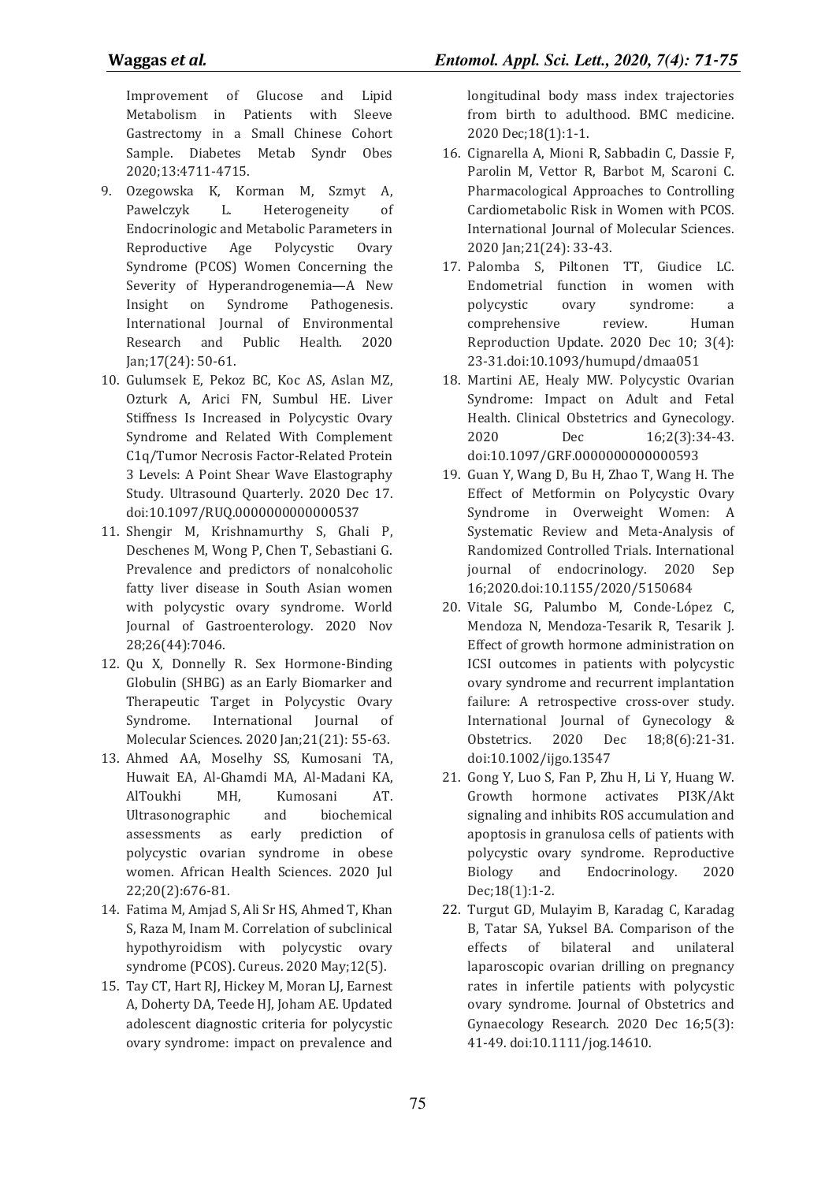Improvement of Glucose and Lipid Metabolism in Patients with Sleeve Gastrectomy in a Small Chinese Cohort Sample. Diabetes Metab Syndr Obes 2020;13:4711-4715.

9. Ozegowska K, Korman M, Szmyt A, Pawelczyk L. Heterogeneity of Endocrinologic and Metabolic Parameters in Reproductive Age Polycystic Ovary Syndrome (PCOS) Women Concerning the Severity of Hyperandrogenemia—A New Insight on Syndrome Pathogenesis. International Journal of Environmental Research and Public Health. 2020 Jan;17(24): 50-61.
10. Gulumsek E, Pekoz BC, Koc AS, Aslan MZ, Ozturk A, Arici FN, Sumbul HE. Liver Stiffness Is Increased in Polycystic Ovary Syndrome and Related With Complement C1q/Tumor Necrosis Factor-Related Protein 3 Levels: A Point Shear Wave Elastography Study. Ultrasound Quarterly. 2020 Dec 17. doi:10.1097/RUQ.0000000000000537
11. Shengir M, Krishnamurthy S, Ghali P, Deschenes M, Wong P, Chen T, Sebastiani G. Prevalence and predictors of nonalcoholic fatty liver disease in South Asian women with polycystic ovary syndrome. World Journal of Gastroenterology. 2020 Nov 28;26(44):7046.
12. Qu X, Donnelly R. Sex Hormone-Binding Globulin (SHBG) as an Early Biomarker and Therapeutic Target in Polycystic Ovary Syndrome. International Journal of Molecular Sciences. 2020 Jan;21(21): 55-63.
13. Ahmed AA, Moselhy SS, Kumosani TA, Huwait EA, Al-Ghamdi MA, Al-Madani KA, AlToukhi MH, Kumosani AT. Ultrasonographic and biochemical assessments as early prediction of polycystic ovarian syndrome in obese women. African Health Sciences. 2020 Jul 22;20(2):676-81.
14. Fatima M, Amjad S, Ali Sr HS, Ahmed T, Khan S, Raza M, Inam M. Correlation of subclinical hypothyroidism with polycystic ovary syndrome (PCOS). Cureus. 2020 May;12(5).
15. Tay CT, Hart RJ, Hickey M, Moran LJ, Earnest A, Doherty DA, Teede HJ, Joham AE. Updated adolescent diagnostic criteria for polycystic ovary syndrome: impact on prevalence and longitudinal body mass index trajectories from birth to adulthood. BMC medicine. 2020 Dec;18(1):1-1.
16. Cignarella A, Mioni R, Sabbadin C, Dassie F, Parolin M, Vettor R, Barbot M, Scaroni C. Pharmacological Approaches to Controlling Cardiometabolic Risk in Women with PCOS. International Journal of Molecular Sciences. 2020 Jan;21(24): 33-43.
17. Palomba S, Piltonen TT, Giudice LC. Endometrial function in women with polycystic ovary syndrome: a comprehensive review. Human Reproduction Update. 2020 Dec 10; 3(4): 23-31.doi:10.1093/humupd/dmaa051
18. Martini AE, Healy MW. Polycystic Ovarian Syndrome: Impact on Adult and Fetal Health. Clinical Obstetrics and Gynecology. 2020 Dec 16;2(3):34-43. doi:10.1097/GRF.0000000000000593
19. Guan Y, Wang D, Bu H, Zhao T, Wang H. The Effect of Metformin on Polycystic Ovary Syndrome in Overweight Women: A Systematic Review and Meta-Analysis of Randomized Controlled Trials. International journal of endocrinology. 2020 Sep 16;2020.doi:10.1155/2020/5150684
20. Vitale SG, Palumbo M, Conde-López C, Mendoza N, Mendoza-Tesarik R, Tesarik J. Effect of growth hormone administration on ICSI outcomes in patients with polycystic ovary syndrome and recurrent implantation failure: A retrospective cross-over study. International Journal of Gynecology & Obstetrics. 2020 Dec 18;8(6):21-31. doi:10.1002/ijgo.13547
21. Gong Y, Luo S, Fan P, Zhu H, Li Y, Huang W. Growth hormone activates PI3K/Akt signaling and inhibits ROS accumulation and apoptosis in granulosa cells of patients with polycystic ovary syndrome. Reproductive Biology and Endocrinology. 2020 Dec;18(1):1-2.
22. Turgut GD, Mulayim B, Karadag C, Karadag B, Tatar SA, Yuksel BA. Comparison of the effects of bilateral and unilateral laparoscopic ovarian drilling on pregnancy rates in infertile patients with polycystic ovary syndrome. Journal of Obstetrics and Gynaecology Research. 2020 Dec 16;5(3): 41-49. doi:10.1111/jog.14610.